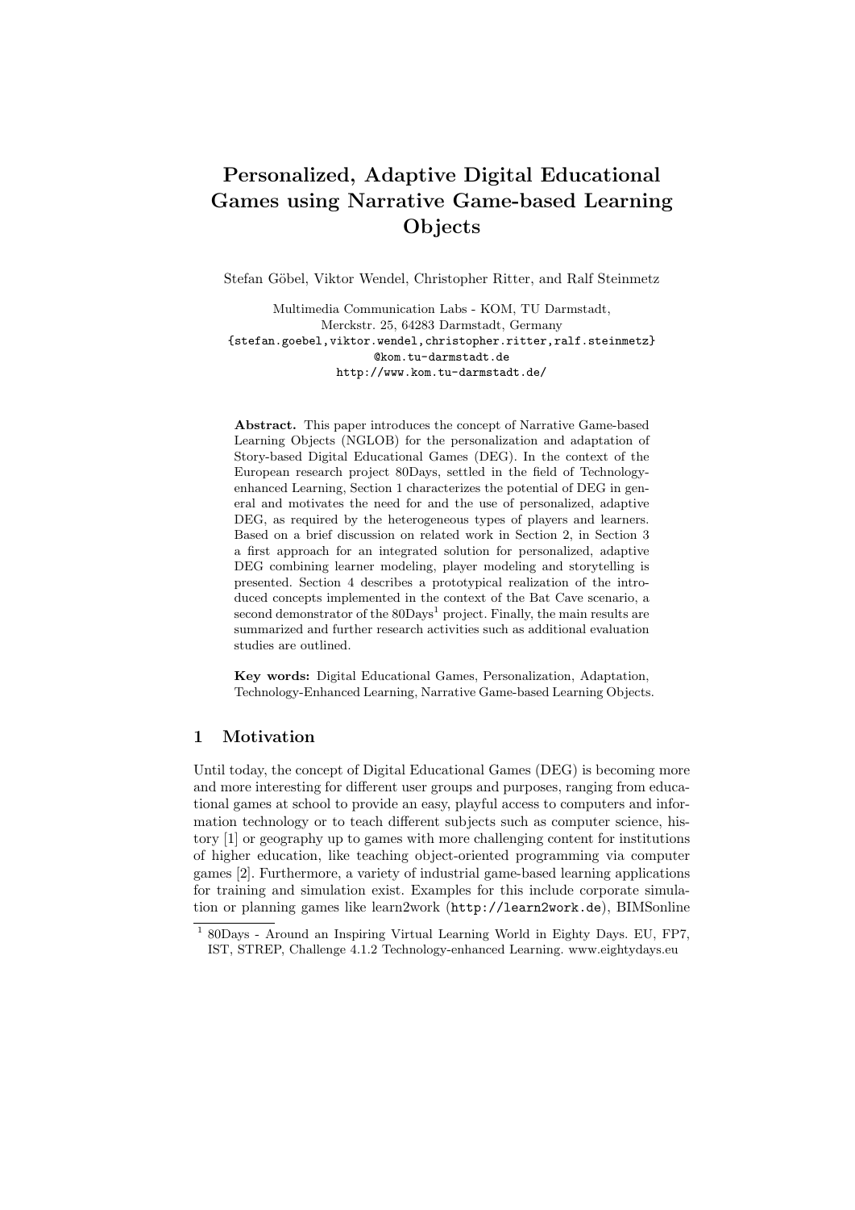# Personalized, Adaptive Digital Educational Games using Narrative Game-based Learning Objects

Stefan Göbel, Viktor Wendel, Christopher Ritter, and Ralf Steinmetz

Multimedia Communication Labs - KOM, TU Darmstadt,
Merckstr. 25, 64283 Darmstadt, Germany
{stefan.goebel,viktor.wendel,christopher.ritter,ralf.steinmetz}
@kom.tu-darmstadt.de
http://www.kom.tu-darmstadt.de/

**Abstract.** This paper introduces the concept of Narrative Game-based Learning Objects (NGLOB) for the personalization and adaptation of Story-based Digital Educational Games (DEG). In the context of the European research project 80Days, settled in the field of Technology-enhanced Learning, Section 1 characterizes the potential of DEG in general and motivates the need for and the use of personalized, adaptive DEG, as required by the heterogeneous types of players and learners. Based on a brief discussion on related work in Section 2, in Section 3 a first approach for an integrated solution for personalized, adaptive DEG combining learner modeling, player modeling and storytelling is presented. Section 4 describes a prototypical realization of the introduced concepts implemented in the context of the Bat Cave scenario, a second demonstrator of the 80Days[1] project. Finally, the main results are summarized and further research activities such as additional evaluation studies are outlined.

**Key words:** Digital Educational Games, Personalization, Adaptation, Technology-Enhanced Learning, Narrative Game-based Learning Objects.

## 1 Motivation

Until today, the concept of Digital Educational Games (DEG) is becoming more and more interesting for different user groups and purposes, ranging from educational games at school to provide an easy, playful access to computers and information technology or to teach different subjects such as computer science, history [1] or geography up to games with more challenging content for institutions of higher education, like teaching object-oriented programming via computer games [2]. Furthermore, a variety of industrial game-based learning applications for training and simulation exist. Examples for this include corporate simulation or planning games like learn2work (http://learn2work.de), BIMSonline

[1] 80Days - Around an Inspiring Virtual Learning World in Eighty Days. EU, FP7, IST, STREP, Challenge 4.1.2 Technology-enhanced Learning. www.eightydays.eu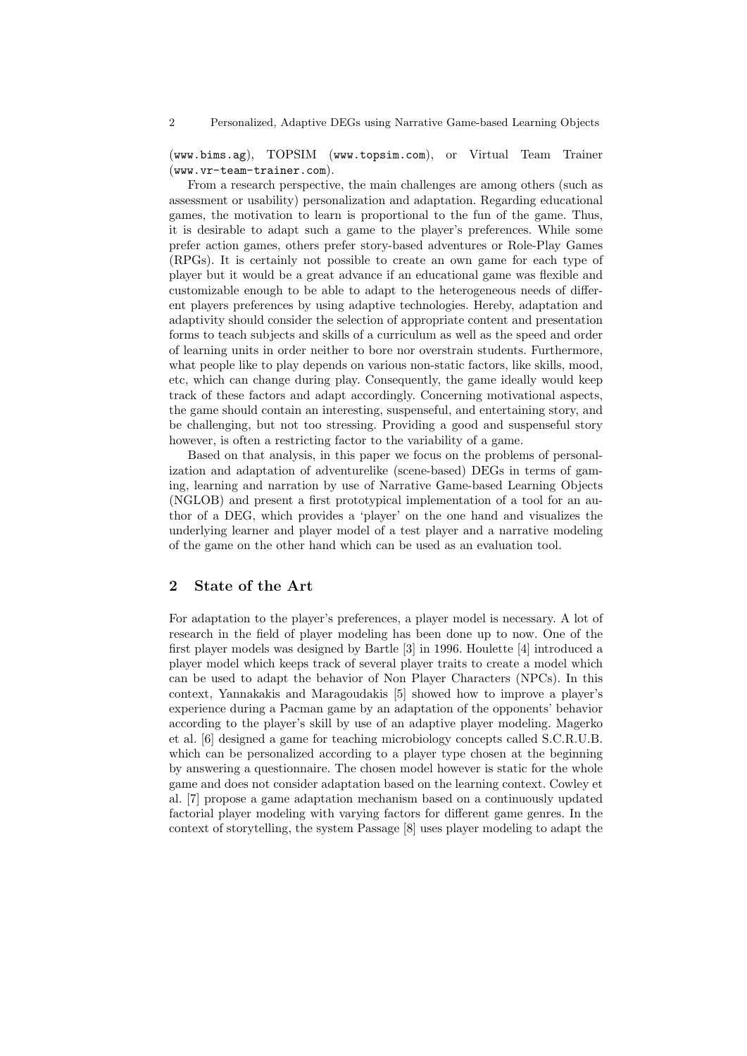(www.bims.ag), TOPSIM (www.topsim.com), or Virtual Team Trainer (www.vr-team-trainer.com).

From a research perspective, the main challenges are among others (such as assessment or usability) personalization and adaptation. Regarding educational games, the motivation to learn is proportional to the fun of the game. Thus, it is desirable to adapt such a game to the player's preferences. While some prefer action games, others prefer story-based adventures or Role-Play Games (RPGs). It is certainly not possible to create an own game for each type of player but it would be a great advance if an educational game was flexible and customizable enough to be able to adapt to the heterogeneous needs of different players preferences by using adaptive technologies. Hereby, adaptation and adaptivity should consider the selection of appropriate content and presentation forms to teach subjects and skills of a curriculum as well as the speed and order of learning units in order neither to bore nor overstrain students. Furthermore, what people like to play depends on various non-static factors, like skills, mood, etc, which can change during play. Consequently, the game ideally would keep track of these factors and adapt accordingly. Concerning motivational aspects, the game should contain an interesting, suspenseful, and entertaining story, and be challenging, but not too stressing. Providing a good and suspenseful story however, is often a restricting factor to the variability of a game.

Based on that analysis, in this paper we focus on the problems of personalization and adaptation of adventurelike (scene-based) DEGs in terms of gaming, learning and narration by use of Narrative Game-based Learning Objects (NGLOB) and present a first prototypical implementation of a tool for an author of a DEG, which provides a 'player' on the one hand and visualizes the underlying learner and player model of a test player and a narrative modeling of the game on the other hand which can be used as an evaluation tool.

## 2 State of the Art

For adaptation to the player's preferences, a player model is necessary. A lot of research in the field of player modeling has been done up to now. One of the first player models was designed by Bartle [3] in 1996. Houlette [4] introduced a player model which keeps track of several player traits to create a model which can be used to adapt the behavior of Non Player Characters (NPCs). In this context, Yannakakis and Maragoudakis [5] showed how to improve a player's experience during a Pacman game by an adaptation of the opponents' behavior according to the player's skill by use of an adaptive player modeling. Magerko et al. [6] designed a game for teaching microbiology concepts called S.C.R.U.B. which can be personalized according to a player type chosen at the beginning by answering a questionnaire. The chosen model however is static for the whole game and does not consider adaptation based on the learning context. Cowley et al. [7] propose a game adaptation mechanism based on a continuously updated factorial player modeling with varying factors for different game genres. In the context of storytelling, the system Passage [8] uses player modeling to adapt the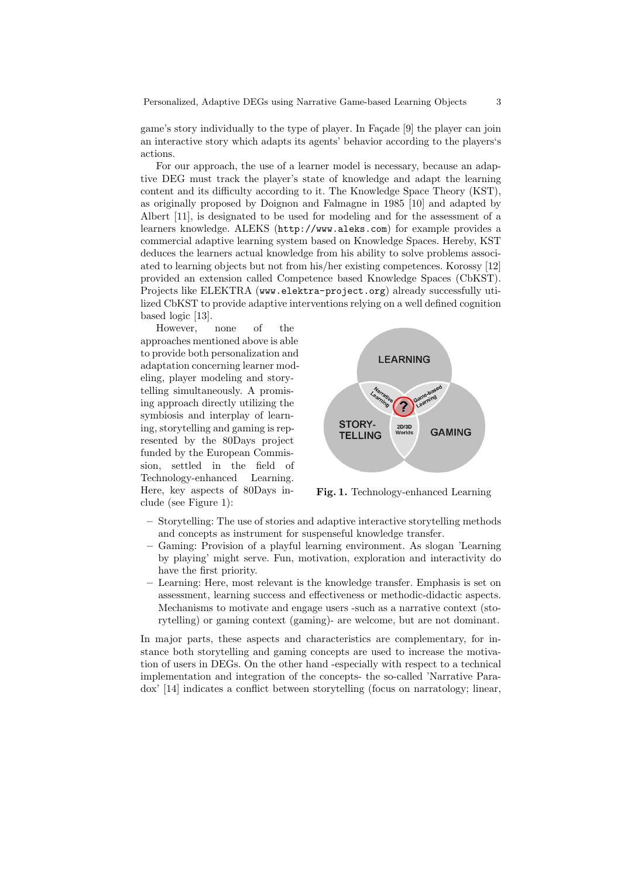game's story individually to the type of player. In Façade [9] the player can join an interactive story which adapts its agents' behavior according to the players's actions.

For our approach, the use of a learner model is necessary, because an adaptive DEG must track the player's state of knowledge and adapt the learning content and its difficulty according to it. The Knowledge Space Theory (KST), as originally proposed by Doignon and Falmagne in 1985 [10] and adapted by Albert [11], is designated to be used for modeling and for the assessment of a learners knowledge. ALEKS (`http://www.aleks.com`) for example provides a commercial adaptive learning system based on Knowledge Spaces. Hereby, KST deduces the learners actual knowledge from his ability to solve problems associated to learning objects but not from his/her existing competences. Korossy [12] provided an extension called Competence based Knowledge Spaces (CbKST). Projects like ELEKTRA (`www.elektra-project.org`) already successfully utilized CbKST to provide adaptive interventions relying on a well defined cognition based logic [13].

However, none of the approaches mentioned above is able to provide both personalization and adaptation concerning learner modeling, player modeling and storytelling simultaneously. A promising approach directly utilizing the symbiosis and interplay of learning, storytelling and gaming is represented by the 80Days project funded by the European Commission, settled in the field of Technology-enhanced Learning. Here, key aspects of 80Days include (see Figure 1):

**Fig. 1.** Technology-enhanced Learning

- Storytelling: The use of stories and adaptive interactive storytelling methods and concepts as instrument for suspenseful knowledge transfer.
- Gaming: Provision of a playful learning environment. As slogan 'Learning by playing' might serve. Fun, motivation, exploration and interactivity do have the first priority.
- Learning: Here, most relevant is the knowledge transfer. Emphasis is set on assessment, learning success and effectiveness or methodic-didactic aspects. Mechanisms to motivate and engage users -such as a narrative context (storytelling) or gaming context (gaming)- are welcome, but are not dominant.

In major parts, these aspects and characteristics are complementary, for instance both storytelling and gaming concepts are used to increase the motivation of users in DEGs. On the other hand -especially with respect to a technical implementation and integration of the concepts- the so-called 'Narrative Paradox' [14] indicates a conflict between storytelling (focus on narratology; linear,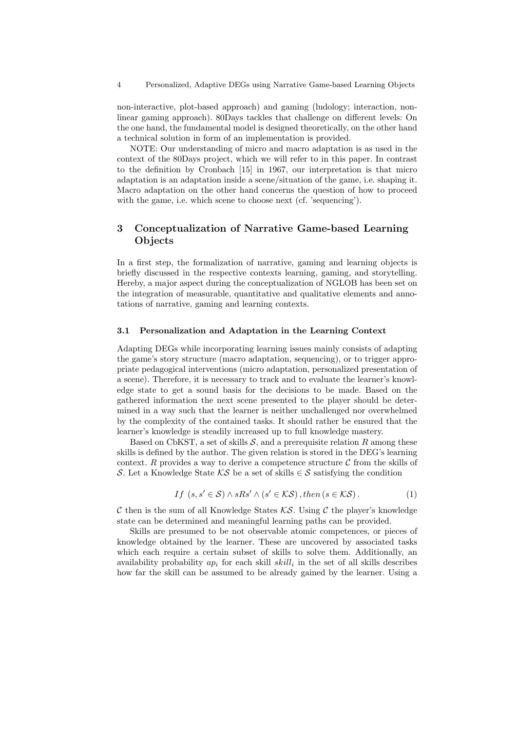non-interactive, plot-based approach) and gaming (ludology; interaction, non-linear gaming approach). 80Days tackles that challenge on different levels: On the one hand, the fundamental model is designed theoretically, on the other hand a technical solution in form of an implementation is provided.

NOTE: Our understanding of micro and macro adaptation is as used in the context of the 80Days project, which we will refer to in this paper. In contrast to the definition by Cronbach [15] in 1967, our interpretation is that micro adaptation is an adaptation inside a scene/situation of the game, i.e. shaping it. Macro adaptation on the other hand concerns the question of how to proceed with the game, i.e. which scene to choose next (cf. 'sequencing').

## 3 Conceptualization of Narrative Game-based Learning Objects

In a first step, the formalization of narrative, gaming and learning objects is briefly discussed in the respective contexts learning, gaming, and storytelling. Hereby, a major aspect during the conceptualization of NGLOB has been set on the integration of measurable, quantitative and qualitative elements and annotations of narrative, gaming and learning contexts.

### 3.1 Personalization and Adaptation in the Learning Context

Adapting DEGs while incorporating learning issues mainly consists of adapting the game's story structure (macro adaptation, sequencing), or to trigger appropriate pedagogical interventions (micro adaptation, personalized presentation of a scene). Therefore, it is necessary to track and to evaluate the learner's knowledge state to get a sound basis for the decisions to be made. Based on the gathered information the next scene presented to the player should be determined in a way such that the learner is neither unchallenged nor overwhelmed by the complexity of the contained tasks. It should rather be ensured that the learner's knowledge is steadily increased up to full knowledge mastery.

Based on CbKST, a set of skills $\mathcal{S}$, and a prerequisite relation $R$ among these skills is defined by the author. The given relation is stored in the DEG's learning context. $R$ provides a way to derive a competence structure $\mathcal{C}$ from the skills of $\mathcal{S}$. Let a Knowledge State $\mathcal{KS}$ be a set of skills $\in \mathcal{S}$ satisfying the condition

$$If\ (s, s' \in \mathcal{S}) \wedge sRs' \wedge (s' \in \mathcal{KS}), then\,(s \in \mathcal{KS}). \tag{1}$$

$\mathcal{C}$ then is the sum of all Knowledge States $\mathcal{KS}$. Using $\mathcal{C}$ the player's knowledge state can be determined and meaningful learning paths can be provided.

Skills are presumed to be not observable atomic competences, or pieces of knowledge obtained by the learner. These are uncovered by associated tasks which each require a certain subset of skills to solve them. Additionally, an availability probability $ap_i$ for each skill $skill_i$ in the set of all skills describes how far the skill can be assumed to be already gained by the learner. Using a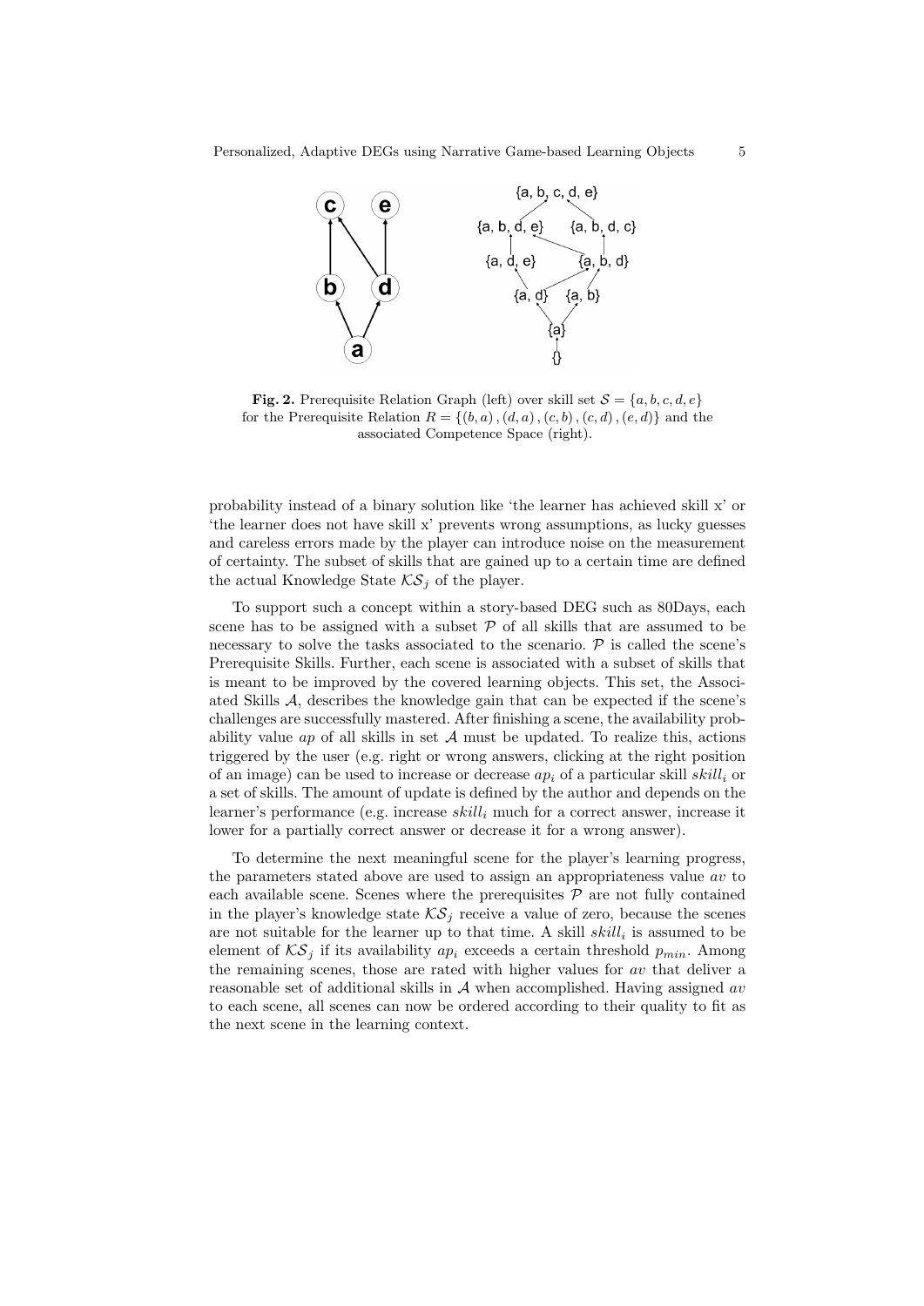**Fig. 2.** Prerequisite Relation Graph (left) over skill set $\mathcal{S} = \{a, b, c, d, e\}$ for the Prerequisite Relation $R = \{(b, a), (d, a), (c, b), (c, d), (e, d)\}$ and the associated Competence Space (right).

probability instead of a binary solution like 'the learner has achieved skill x' or 'the learner does not have skill x' prevents wrong assumptions, as lucky guesses and careless errors made by the player can introduce noise on the measurement of certainty. The subset of skills that are gained up to a certain time are defined the actual Knowledge State $\mathcal{KS}_j$ of the player.

To support such a concept within a story-based DEG such as 80Days, each scene has to be assigned with a subset $\mathcal{P}$ of all skills that are assumed to be necessary to solve the tasks associated to the scenario. $\mathcal{P}$ is called the scene's Prerequisite Skills. Further, each scene is associated with a subset of skills that is meant to be improved by the covered learning objects. This set, the Associated Skills $\mathcal{A}$, describes the knowledge gain that can be expected if the scene's challenges are successfully mastered. After finishing a scene, the availability probability value $ap$ of all skills in set $\mathcal{A}$ must be updated. To realize this, actions triggered by the user (e.g. right or wrong answers, clicking at the right position of an image) can be used to increase or decrease $ap_i$ of a particular skill $skill_i$ or a set of skills. The amount of update is defined by the author and depends on the learner's performance (e.g. increase $skill_i$ much for a correct answer, increase it lower for a partially correct answer or decrease it for a wrong answer).

To determine the next meaningful scene for the player's learning progress, the parameters stated above are used to assign an appropriateness value $av$ to each available scene. Scenes where the prerequisites $\mathcal{P}$ are not fully contained in the player's knowledge state $\mathcal{KS}_j$ receive a value of zero, because the scenes are not suitable for the learner up to that time. A skill $skill_i$ is assumed to be element of $\mathcal{KS}_j$ if its availability $ap_i$ exceeds a certain threshold $p_{min}$. Among the remaining scenes, those are rated with higher values for $av$ that deliver a reasonable set of additional skills in $\mathcal{A}$ when accomplished. Having assigned $av$ to each scene, all scenes can now be ordered according to their quality to fit as the next scene in the learning context.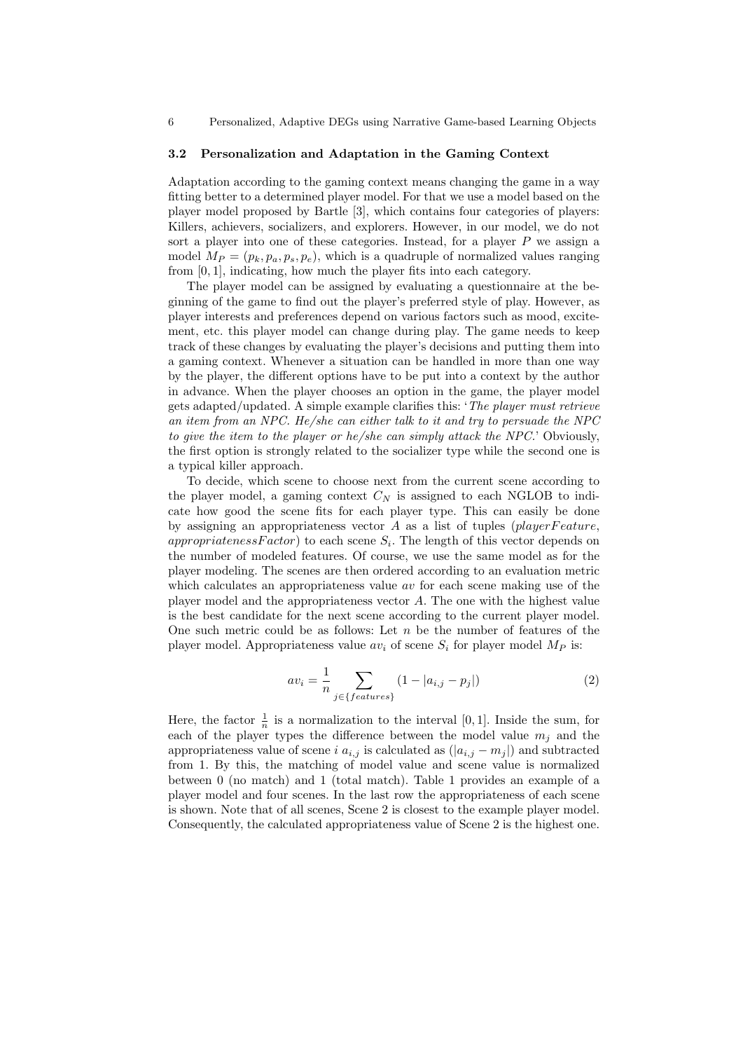### 3.2 Personalization and Adaptation in the Gaming Context

Adaptation according to the gaming context means changing the game in a way fitting better to a determined player model. For that we use a model based on the player model proposed by Bartle [3], which contains four categories of players: Killers, achievers, socializers, and explorers. However, in our model, we do not sort a player into one of these categories. Instead, for a player $P$ we assign a model $M_P = (p_k, p_a, p_s, p_e)$, which is a quadruple of normalized values ranging from $[0, 1]$, indicating, how much the player fits into each category.

The player model can be assigned by evaluating a questionnaire at the beginning of the game to find out the player's preferred style of play. However, as player interests and preferences depend on various factors such as mood, excitement, etc. this player model can change during play. The game needs to keep track of these changes by evaluating the player's decisions and putting them into a gaming context. Whenever a situation can be handled in more than one way by the player, the different options have to be put into a context by the author in advance. When the player chooses an option in the game, the player model gets adapted/updated. A simple example clarifies this: '*The player must retrieve an item from an NPC. He/she can either talk to it and try to persuade the NPC to give the item to the player or he/she can simply attack the NPC.*' Obviously, the first option is strongly related to the socializer type while the second one is a typical killer approach.

To decide, which scene to choose next from the current scene according to the player model, a gaming context $C_N$ is assigned to each NGLOB to indicate how good the scene fits for each player type. This can easily be done by assigning an appropriateness vector $A$ as a list of tuples ($playerFeature$, $appropriatenessFactor$) to each scene $S_i$. The length of this vector depends on the number of modeled features. Of course, we use the same model as for the player modeling. The scenes are then ordered according to an evaluation metric which calculates an appropriateness value $av$ for each scene making use of the player model and the appropriateness vector $A$. The one with the highest value is the best candidate for the next scene according to the current player model. One such metric could be as follows: Let $n$ be the number of features of the player model. Appropriateness value $av_i$ of scene $S_i$ for player model $M_P$ is:

$$av_i = \frac{1}{n} \sum_{j \in \{features\}} (1 - |a_{i,j} - p_j|) \tag{2}$$

Here, the factor $\frac{1}{n}$ is a normalization to the interval $[0, 1]$. Inside the sum, for each of the player types the difference between the model value $m_j$ and the appropriateness value of scene $i$ $a_{i,j}$ is calculated as $(|a_{i,j} - m_j|)$ and subtracted from 1. By this, the matching of model value and scene value is normalized between 0 (no match) and 1 (total match). Table 1 provides an example of a player model and four scenes. In the last row the appropriateness of each scene is shown. Note that of all scenes, Scene 2 is closest to the example player model. Consequently, the calculated appropriateness value of Scene 2 is the highest one.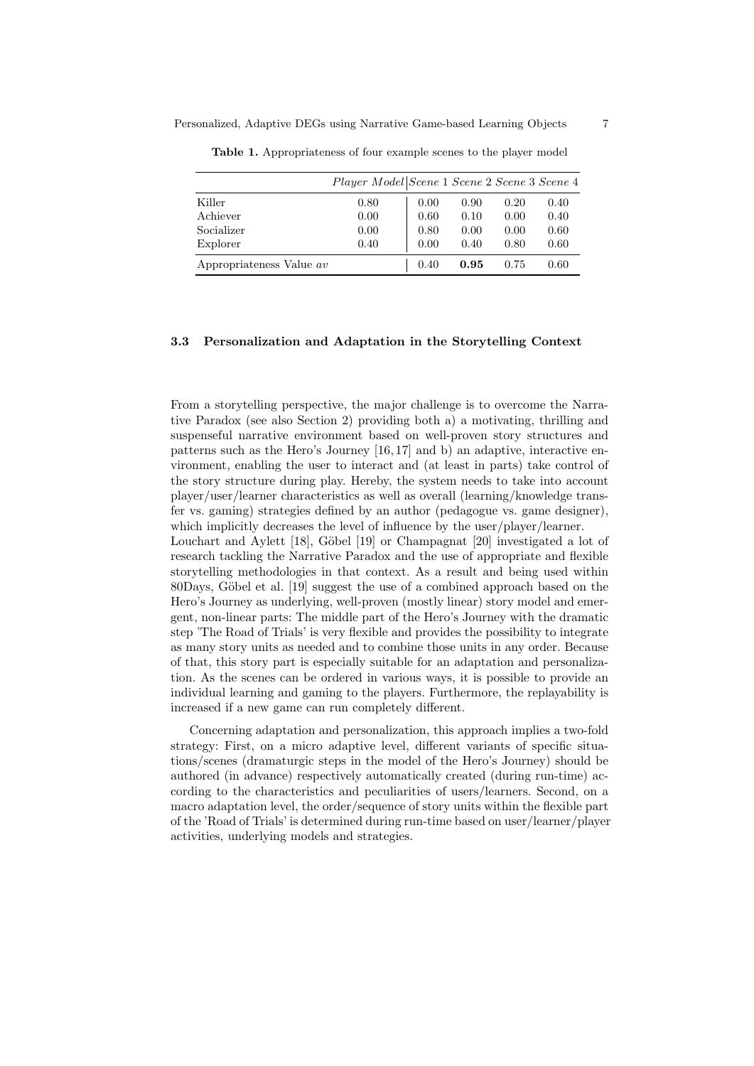**Table 1.** Appropriateness of four example scenes to the player model

| | *Player Model* | *Scene* 1 | *Scene* 2 | *Scene* 3 | *Scene* 4 |
|---|---|---|---|---|---|
| Killer | 0.80 | 0.00 | 0.90 | 0.20 | 0.40 |
| Achiever | 0.00 | 0.60 | 0.10 | 0.00 | 0.40 |
| Socializer | 0.00 | 0.80 | 0.00 | 0.00 | 0.60 |
| Explorer | 0.40 | 0.00 | 0.40 | 0.80 | 0.60 |
| Appropriateness Value $av$ | | 0.40 | **0.95** | 0.75 | 0.60 |

### 3.3 Personalization and Adaptation in the Storytelling Context

From a storytelling perspective, the major challenge is to overcome the Narrative Paradox (see also Section 2) providing both a) a motivating, thrilling and suspenseful narrative environment based on well-proven story structures and patterns such as the Hero's Journey [16, 17] and b) an adaptive, interactive environment, enabling the user to interact and (at least in parts) take control of the story structure during play. Hereby, the system needs to take into account player/user/learner characteristics as well as overall (learning/knowledge transfer vs. gaming) strategies defined by an author (pedagogue vs. game designer), which implicitly decreases the level of influence by the user/player/learner.
Louchart and Aylett [18], Göbel [19] or Champagnat [20] investigated a lot of research tackling the Narrative Paradox and the use of appropriate and flexible storytelling methodologies in that context. As a result and being used within 80Days, Göbel et al. [19] suggest the use of a combined approach based on the Hero's Journey as underlying, well-proven (mostly linear) story model and emergent, non-linear parts: The middle part of the Hero's Journey with the dramatic step 'The Road of Trials' is very flexible and provides the possibility to integrate as many story units as needed and to combine those units in any order. Because of that, this story part is especially suitable for an adaptation and personalization. As the scenes can be ordered in various ways, it is possible to provide an individual learning and gaming to the players. Furthermore, the replayability is increased if a new game can run completely different.

Concerning adaptation and personalization, this approach implies a two-fold strategy: First, on a micro adaptive level, different variants of specific situations/scenes (dramaturgic steps in the model of the Hero's Journey) should be authored (in advance) respectively automatically created (during run-time) according to the characteristics and peculiarities of users/learners. Second, on a macro adaptation level, the order/sequence of story units within the flexible part of the 'Road of Trials' is determined during run-time based on user/learner/player activities, underlying models and strategies.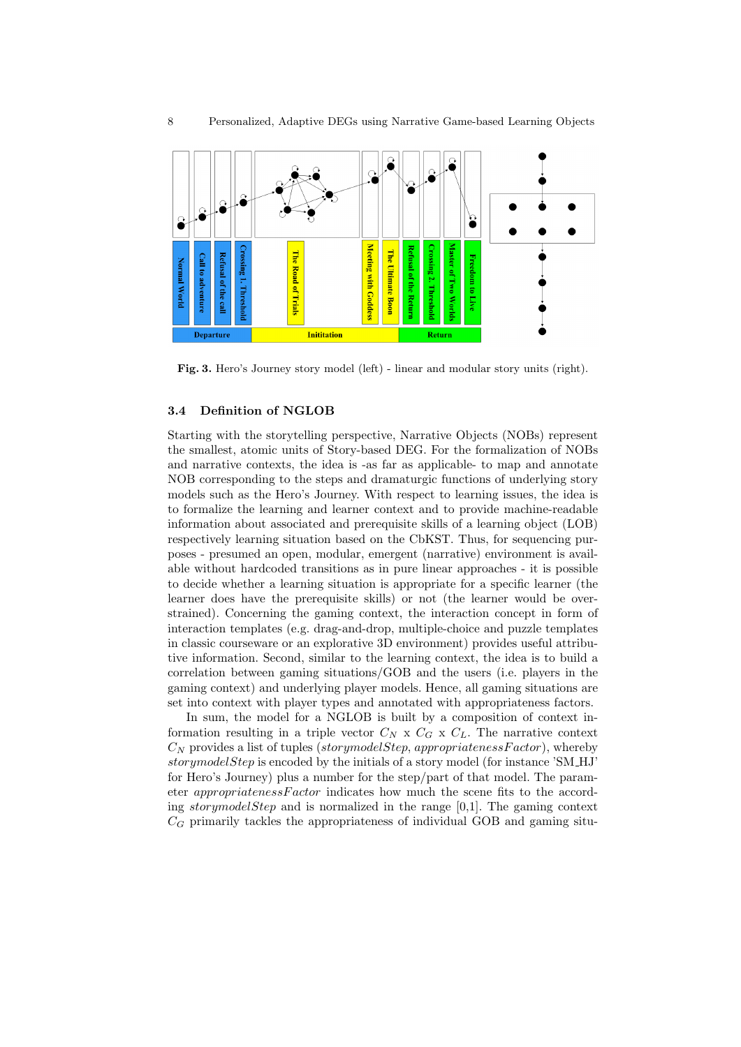Fig. 3. Hero's Journey story model (left) - linear and modular story units (right).

### 3.4 Definition of NGLOB

Starting with the storytelling perspective, Narrative Objects (NOBs) represent the smallest, atomic units of Story-based DEG. For the formalization of NOBs and narrative contexts, the idea is -as far as applicable- to map and annotate NOB corresponding to the steps and dramaturgic functions of underlying story models such as the Hero's Journey. With respect to learning issues, the idea is to formalize the learning and learner context and to provide machine-readable information about associated and prerequisite skills of a learning object (LOB) respectively learning situation based on the CbKST. Thus, for sequencing purposes - presumed an open, modular, emergent (narrative) environment is available without hardcoded transitions as in pure linear approaches - it is possible to decide whether a learning situation is appropriate for a specific learner (the learner does have the prerequisite skills) or not (the learner would be overstrained). Concerning the gaming context, the interaction concept in form of interaction templates (e.g. drag-and-drop, multiple-choice and puzzle templates in classic courseware or an explorative 3D environment) provides useful attributive information. Second, similar to the learning context, the idea is to build a correlation between gaming situations/GOB and the users (i.e. players in the gaming context) and underlying player models. Hence, all gaming situations are set into context with player types and annotated with appropriateness factors.

In sum, the model for a NGLOB is built by a composition of context information resulting in a triple vector $C_N$ x $C_G$ x $C_L$. The narrative context $C_N$ provides a list of tuples (*storymodelStep*, *appropriatenessFactor*), whereby *storymodelStep* is encoded by the initials of a story model (for instance 'SM_HJ' for Hero's Journey) plus a number for the step/part of that model. The parameter *appropriatenessFactor* indicates how much the scene fits to the according *storymodelStep* and is normalized in the range [0,1]. The gaming context $C_G$ primarily tackles the appropriateness of individual GOB and gaming situ-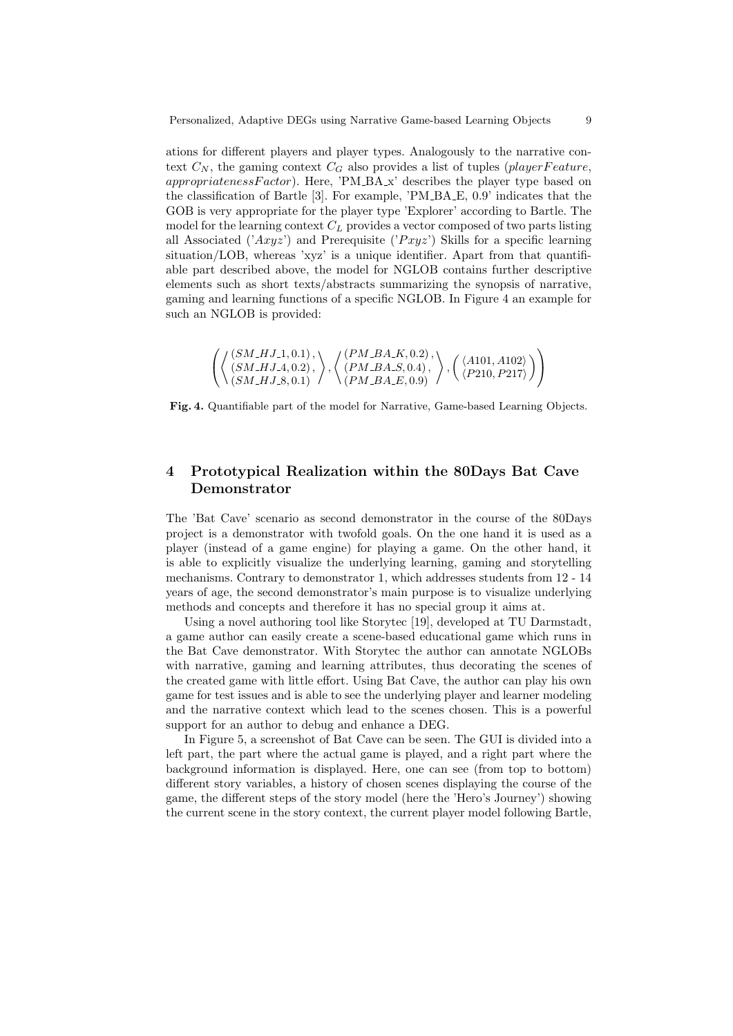ations for different players and player types. Analogously to the narrative context $C_N$, the gaming context $C_G$ also provides a list of tuples ($playerFeature$, $appropriatenessFactor$). Here, 'PM_BA_x' describes the player type based on the classification of Bartle [3]. For example, 'PM_BA_E, 0.9' indicates that the GOB is very appropriate for the player type 'Explorer' according to Bartle. The model for the learning context $C_L$ provides a vector composed of two parts listing all Associated ('$Axyz$') and Prerequisite ('$Pxyz$') Skills for a specific learning situation/LOB, whereas 'xyz' is a unique identifier. Apart from that quantifiable part described above, the model for NGLOB contains further descriptive elements such as short texts/abstracts summarizing the synopsis of narrative, gaming and learning functions of a specific NGLOB. In Figure 4 an example for such an NGLOB is provided:

$$\left( \left\langle \begin{matrix} (SM\_HJ\_1, 0.1), \\ (SM\_HJ\_4, 0.2), \\ (SM\_HJ\_8, 0.1) \end{matrix} \right\rangle, \left\langle \begin{matrix} (PM\_BA\_K, 0.2), \\ (PM\_BA\_S, 0.4), \\ (PM\_BA\_E, 0.9) \end{matrix} \right\rangle, \left( \begin{matrix} \langle A101, A102 \rangle \\ \langle P210, P217 \rangle \end{matrix} \right) \right)$$

**Fig. 4.** Quantifiable part of the model for Narrative, Game-based Learning Objects.

## 4 Prototypical Realization within the 80Days Bat Cave Demonstrator

The 'Bat Cave' scenario as second demonstrator in the course of the 80Days project is a demonstrator with twofold goals. On the one hand it is used as a player (instead of a game engine) for playing a game. On the other hand, it is able to explicitly visualize the underlying learning, gaming and storytelling mechanisms. Contrary to demonstrator 1, which addresses students from 12 - 14 years of age, the second demonstrator's main purpose is to visualize underlying methods and concepts and therefore it has no special group it aims at.

Using a novel authoring tool like Storytec [19], developed at TU Darmstadt, a game author can easily create a scene-based educational game which runs in the Bat Cave demonstrator. With Storytec the author can annotate NGLOBs with narrative, gaming and learning attributes, thus decorating the scenes of the created game with little effort. Using Bat Cave, the author can play his own game for test issues and is able to see the underlying player and learner modeling and the narrative context which lead to the scenes chosen. This is a powerful support for an author to debug and enhance a DEG.

In Figure 5, a screenshot of Bat Cave can be seen. The GUI is divided into a left part, the part where the actual game is played, and a right part where the background information is displayed. Here, one can see (from top to bottom) different story variables, a history of chosen scenes displaying the course of the game, the different steps of the story model (here the 'Hero's Journey') showing the current scene in the story context, the current player model following Bartle,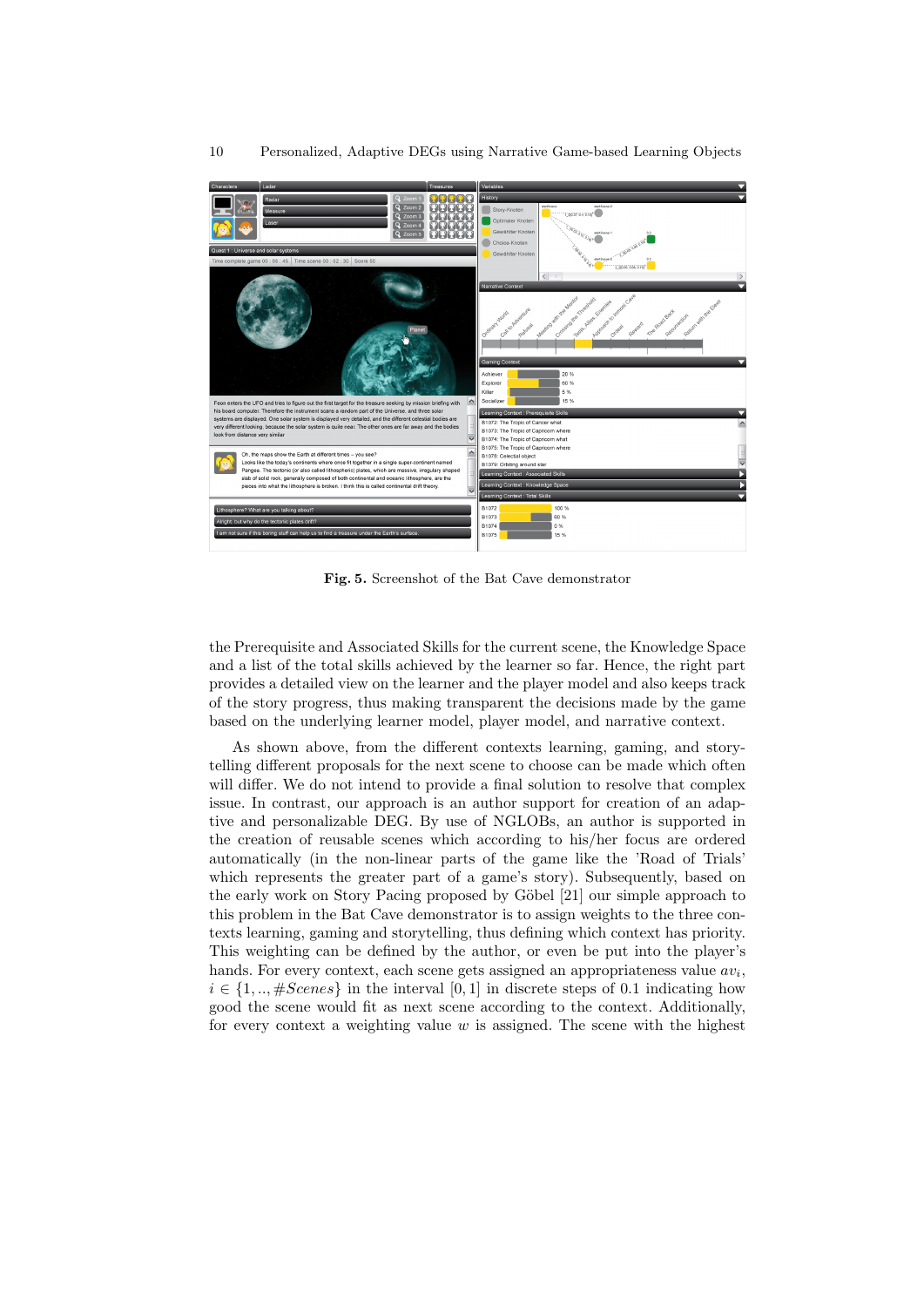**Fig. 5.** Screenshot of the Bat Cave demonstrator

the Prerequisite and Associated Skills for the current scene, the Knowledge Space and a list of the total skills achieved by the learner so far. Hence, the right part provides a detailed view on the learner and the player model and also keeps track of the story progress, thus making transparent the decisions made by the game based on the underlying learner model, player model, and narrative context.

As shown above, from the different contexts learning, gaming, and storytelling different proposals for the next scene to choose can be made which often will differ. We do not intend to provide a final solution to resolve that complex issue. In contrast, our approach is an author support for creation of an adaptive and personalizable DEG. By use of NGLOBs, an author is supported in the creation of reusable scenes which according to his/her focus are ordered automatically (in the non-linear parts of the game like the 'Road of Trials' which represents the greater part of a game's story). Subsequently, based on the early work on Story Pacing proposed by Göbel [21] our simple approach to this problem in the Bat Cave demonstrator is to assign weights to the three contexts learning, gaming and storytelling, thus defining which context has priority. This weighting can be defined by the author, or even be put into the player's hands. For every context, each scene gets assigned an appropriateness value $av_i$, $i \in \{1, .., \#Scenes\}$ in the interval $[0, 1]$ in discrete steps of 0.1 indicating how good the scene would fit as next scene according to the context. Additionally, for every context a weighting value $w$ is assigned. The scene with the highest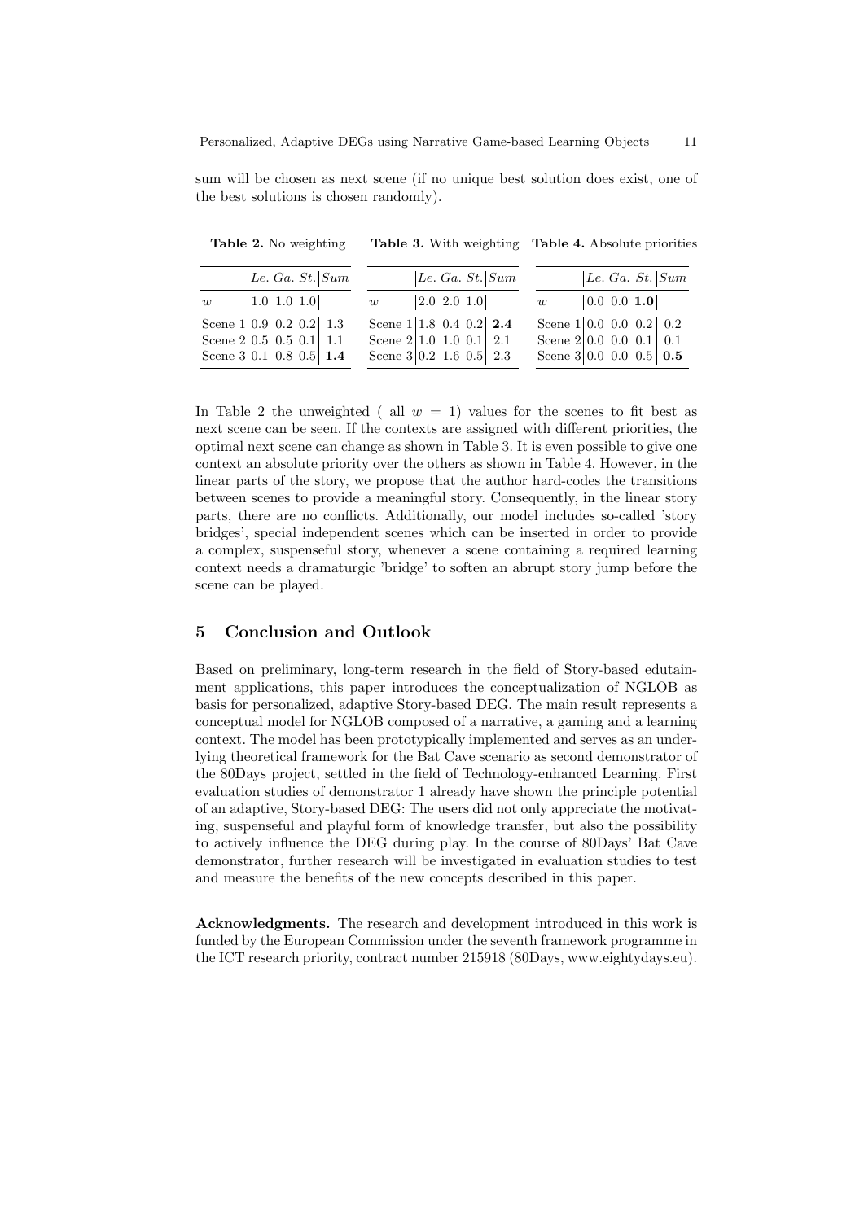sum will be chosen as next scene (if no unique best solution does exist, one of the best solutions is chosen randomly).

**Table 2.** No weighting

| | *Le.* | *Ga.* | *St.* | *Sum* |
|---|---|---|---|---|
| $w$ | 1.0 | 1.0 | 1.0 | |
| Scene 1 | 0.9 | 0.2 | 0.2 | 1.3 |
| Scene 2 | 0.5 | 0.5 | 0.1 | 1.1 |
| Scene 3 | 0.1 | 0.8 | 0.5 | **1.4** |

**Table 3.** With weighting

| | *Le.* | *Ga.* | *St.* | *Sum* |
|---|---|---|---|---|
| $w$ | 2.0 | 2.0 | 1.0 | |
| Scene 1 | 1.8 | 0.4 | 0.2 | **2.4** |
| Scene 2 | 1.0 | 1.0 | 0.1 | 2.1 |
| Scene 3 | 0.2 | 1.6 | 0.5 | 2.3 |

**Table 4.** Absolute priorities

| | *Le.* | *Ga.* | *St.* | *Sum* |
|---|---|---|---|---|
| $w$ | 0.0 | 0.0 | **1.0** | |
| Scene 1 | 0.0 | 0.0 | 0.2 | 0.2 |
| Scene 2 | 0.0 | 0.0 | 0.1 | 0.1 |
| Scene 3 | 0.0 | 0.0 | 0.5 | **0.5** |

In Table 2 the unweighted ( all $w = 1$) values for the scenes to fit best as next scene can be seen. If the contexts are assigned with different priorities, the optimal next scene can change as shown in Table 3. It is even possible to give one context an absolute priority over the others as shown in Table 4. However, in the linear parts of the story, we propose that the author hard-codes the transitions between scenes to provide a meaningful story. Consequently, in the linear story parts, there are no conflicts. Additionally, our model includes so-called 'story bridges', special independent scenes which can be inserted in order to provide a complex, suspenseful story, whenever a scene containing a required learning context needs a dramaturgic 'bridge' to soften an abrupt story jump before the scene can be played.

## 5 Conclusion and Outlook

Based on preliminary, long-term research in the field of Story-based edutainment applications, this paper introduces the conceptualization of NGLOB as basis for personalized, adaptive Story-based DEG. The main result represents a conceptual model for NGLOB composed of a narrative, a gaming and a learning context. The model has been prototypically implemented and serves as an underlying theoretical framework for the Bat Cave scenario as second demonstrator of the 80Days project, settled in the field of Technology-enhanced Learning. First evaluation studies of demonstrator 1 already have shown the principle potential of an adaptive, Story-based DEG: The users did not only appreciate the motivating, suspenseful and playful form of knowledge transfer, but also the possibility to actively influence the DEG during play. In the course of 80Days' Bat Cave demonstrator, further research will be investigated in evaluation studies to test and measure the benefits of the new concepts described in this paper.

**Acknowledgments.** The research and development introduced in this work is funded by the European Commission under the seventh framework programme in the ICT research priority, contract number 215918 (80Days, www.eightydays.eu).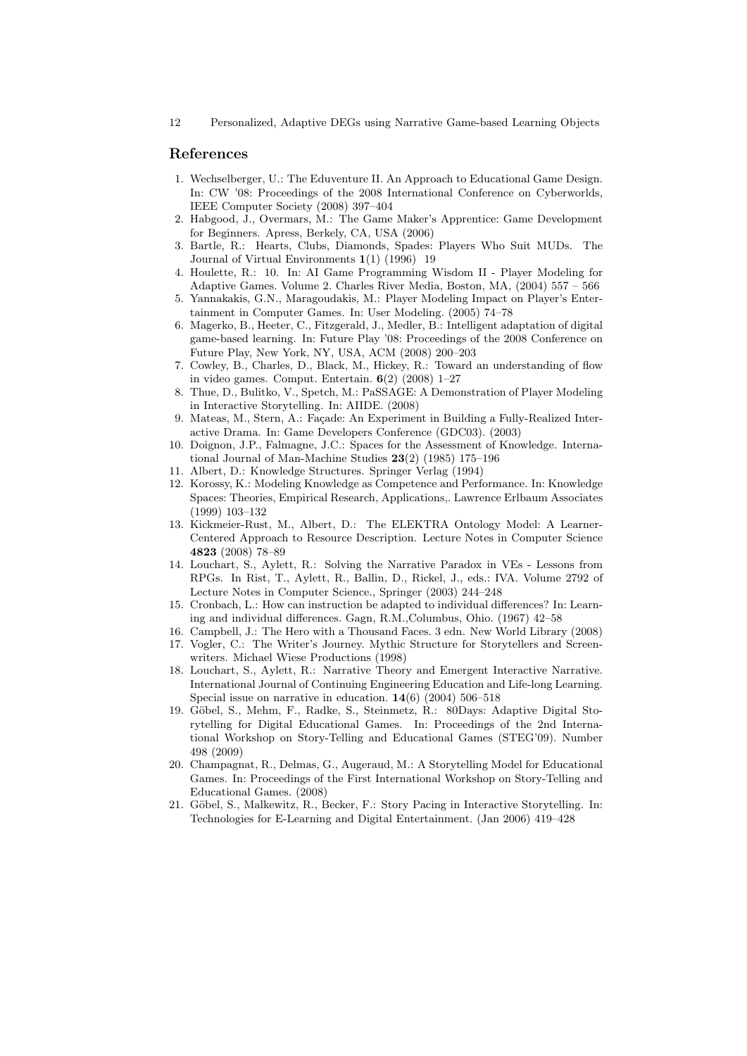## References

1. Wechselberger, U.: The Eduventure II. An Approach to Educational Game Design. In: CW '08: Proceedings of the 2008 International Conference on Cyberworlds, IEEE Computer Society (2008) 397–404
2. Habgood, J., Overmars, M.: The Game Maker's Apprentice: Game Development for Beginners. Apress, Berkely, CA, USA (2006)
3. Bartle, R.: Hearts, Clubs, Diamonds, Spades: Players Who Suit MUDs. The Journal of Virtual Environments **1**(1) (1996) 19
4. Houlette, R.: 10. In: AI Game Programming Wisdom II - Player Modeling for Adaptive Games. Volume 2. Charles River Media, Boston, MA, (2004) 557 – 566
5. Yannakakis, G.N., Maragoudakis, M.: Player Modeling Impact on Player's Entertainment in Computer Games. In: User Modeling. (2005) 74–78
6. Magerko, B., Heeter, C., Fitzgerald, J., Medler, B.: Intelligent adaptation of digital game-based learning. In: Future Play '08: Proceedings of the 2008 Conference on Future Play, New York, NY, USA, ACM (2008) 200–203
7. Cowley, B., Charles, D., Black, M., Hickey, R.: Toward an understanding of flow in video games. Comput. Entertain. **6**(2) (2008) 1–27
8. Thue, D., Bulitko, V., Spetch, M.: PaSSAGE: A Demonstration of Player Modeling in Interactive Storytelling. In: AIIDE. (2008)
9. Mateas, M., Stern, A.: Façade: An Experiment in Building a Fully-Realized Interactive Drama. In: Game Developers Conference (GDC03). (2003)
10. Doignon, J.P., Falmagne, J.C.: Spaces for the Assessment of Knowledge. International Journal of Man-Machine Studies **23**(2) (1985) 175–196
11. Albert, D.: Knowledge Structures. Springer Verlag (1994)
12. Korossy, K.: Modeling Knowledge as Competence and Performance. In: Knowledge Spaces: Theories, Empirical Research, Applications,. Lawrence Erlbaum Associates (1999) 103–132
13. Kickmeier-Rust, M., Albert, D.: The ELEKTRA Ontology Model: A Learner-Centered Approach to Resource Description. Lecture Notes in Computer Science **4823** (2008) 78–89
14. Louchart, S., Aylett, R.: Solving the Narrative Paradox in VEs - Lessons from RPGs. In Rist, T., Aylett, R., Ballin, D., Rickel, J., eds.: IVA. Volume 2792 of Lecture Notes in Computer Science., Springer (2003) 244–248
15. Cronbach, L.: How can instruction be adapted to individual differences? In: Learning and individual differences. Gagn, R.M.,Columbus, Ohio. (1967) 42–58
16. Campbell, J.: The Hero with a Thousand Faces. 3 edn. New World Library (2008)
17. Vogler, C.: The Writer's Journey. Mythic Structure for Storytellers and Screenwriters. Michael Wiese Productions (1998)
18. Louchart, S., Aylett, R.: Narrative Theory and Emergent Interactive Narrative. International Journal of Continuing Engineering Education and Life-long Learning. Special issue on narrative in education. **14**(6) (2004) 506–518
19. Göbel, S., Mehm, F., Radke, S., Steinmetz, R.: 80Days: Adaptive Digital Storytelling for Digital Educational Games. In: Proceedings of the 2nd International Workshop on Story-Telling and Educational Games (STEG'09). Number 498 (2009)
20. Champagnat, R., Delmas, G., Augeraud, M.: A Storytelling Model for Educational Games. In: Proceedings of the First International Workshop on Story-Telling and Educational Games. (2008)
21. Göbel, S., Malkewitz, R., Becker, F.: Story Pacing in Interactive Storytelling. In: Technologies for E-Learning and Digital Entertainment. (Jan 2006) 419–428